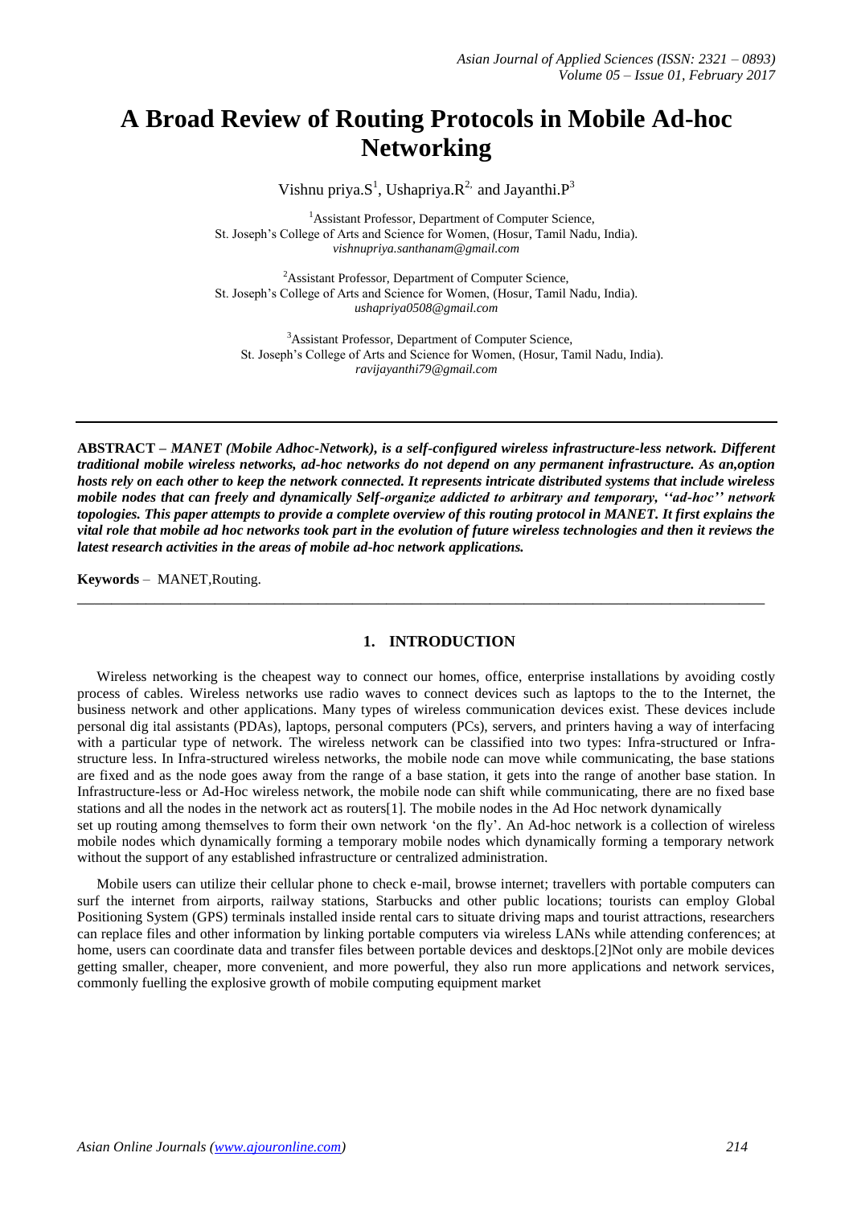# A Broad Review of Routing Protocols in Mobile Ad-hoc Networking

Vishnu priya.S[1], Ushapriya.R[2,] and Jayanthi.P[3]

[1]Assistant Professor, Department of Computer Science,
St. Joseph's College of Arts and Science for Women, (Hosur, Tamil Nadu, India).
*vishnupriya.santhanam@gmail.com*

[2]Assistant Professor, Department of Computer Science,
St. Joseph's College of Arts and Science for Women, (Hosur, Tamil Nadu, India).
*ushapriya0508@gmail.com*

[3]Assistant Professor, Department of Computer Science,
St. Joseph's College of Arts and Science for Women, (Hosur, Tamil Nadu, India).
*ravijayanthi79@gmail.com*

---

**ABSTRACT –** ***MANET (Mobile Adhoc-Network), is a self-configured wireless infrastructure-less network. Different traditional mobile wireless networks, ad-hoc networks do not depend on any permanent infrastructure. As an,option hosts rely on each other to keep the network connected. It represents intricate distributed systems that include wireless mobile nodes that can freely and dynamically Self-organize addicted to arbitrary and temporary, ''ad-hoc'' network topologies. This paper attempts to provide a complete overview of this routing protocol in MANET. It first explains the vital role that mobile ad hoc networks took part in the evolution of future wireless technologies and then it reviews the latest research activities in the areas of mobile ad-hoc network applications.***

**Keywords** – MANET,Routing.

---

## 1. INTRODUCTION

Wireless networking is the cheapest way to connect our homes, office, enterprise installations by avoiding costly process of cables. Wireless networks use radio waves to connect devices such as laptops to the to the Internet, the business network and other applications. Many types of wireless communication devices exist. These devices include personal dig ital assistants (PDAs), laptops, personal computers (PCs), servers, and printers having a way of interfacing with a particular type of network. The wireless network can be classified into two types: Infra-structured or Infra-structure less. In Infra-structured wireless networks, the mobile node can move while communicating, the base stations are fixed and as the node goes away from the range of a base station, it gets into the range of another base station. In Infrastructure-less or Ad-Hoc wireless network, the mobile node can shift while communicating, there are no fixed base stations and all the nodes in the network act as routers[1]. The mobile nodes in the Ad Hoc network dynamically set up routing among themselves to form their own network 'on the fly'. An Ad-hoc network is a collection of wireless mobile nodes which dynamically forming a temporary mobile nodes which dynamically forming a temporary network without the support of any established infrastructure or centralized administration.

Mobile users can utilize their cellular phone to check e-mail, browse internet; travellers with portable computers can surf the internet from airports, railway stations, Starbucks and other public locations; tourists can employ Global Positioning System (GPS) terminals installed inside rental cars to situate driving maps and tourist attractions, researchers can replace files and other information by linking portable computers via wireless LANs while attending conferences; at home, users can coordinate data and transfer files between portable devices and desktops.[2]Not only are mobile devices getting smaller, cheaper, more convenient, and more powerful, they also run more applications and network services, commonly fuelling the explosive growth of mobile computing equipment market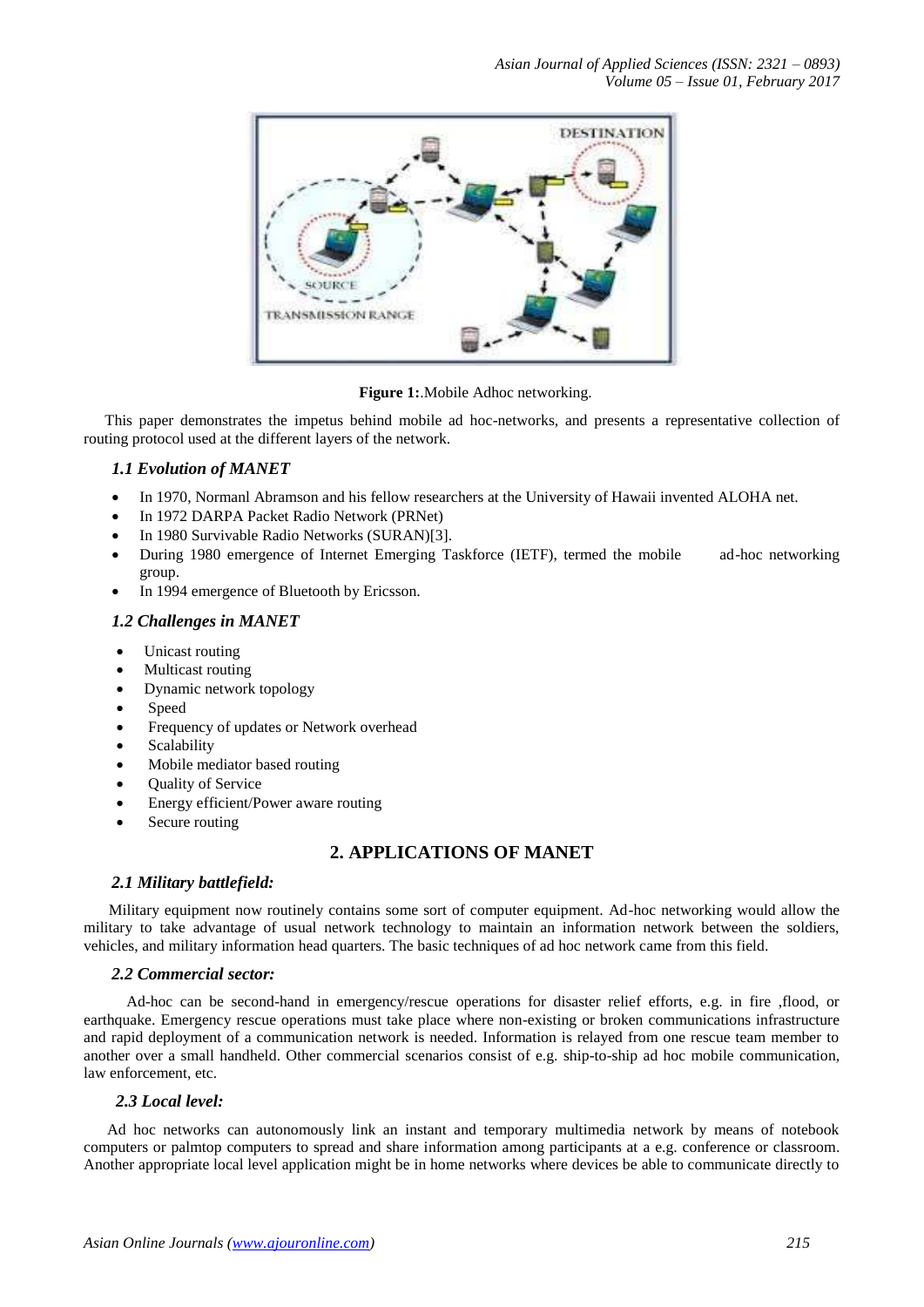**Figure 1:**.Mobile Adhoc networking.

This paper demonstrates the impetus behind mobile ad hoc-networks, and presents a representative collection of routing protocol used at the different layers of the network.

### *1.1 Evolution of MANET*

- In 1970, Normanl Abramson and his fellow researchers at the University of Hawaii invented ALOHA net.
- In 1972 DARPA Packet Radio Network (PRNet)
- In 1980 Survivable Radio Networks (SURAN)[3].
- During 1980 emergence of Internet Emerging Taskforce (IETF), termed the mobile ad-hoc networking group.
- In 1994 emergence of Bluetooth by Ericsson.

### *1.2 Challenges in MANET*

- Unicast routing
- Multicast routing
- Dynamic network topology
- Speed
- Frequency of updates or Network overhead
- Scalability
- Mobile mediator based routing
- Quality of Service
- Energy efficient/Power aware routing
- Secure routing

## 2. APPLICATIONS OF MANET

### *2.1 Military battlefield:*

Military equipment now routinely contains some sort of computer equipment. Ad-hoc networking would allow the military to take advantage of usual network technology to maintain an information network between the soldiers, vehicles, and military information head quarters. The basic techniques of ad hoc network came from this field.

### *2.2 Commercial sector:*

Ad-hoc can be second-hand in emergency/rescue operations for disaster relief efforts, e.g. in fire ,flood, or earthquake. Emergency rescue operations must take place where non-existing or broken communications infrastructure and rapid deployment of a communication network is needed. Information is relayed from one rescue team member to another over a small handheld. Other commercial scenarios consist of e.g. ship-to-ship ad hoc mobile communication, law enforcement, etc.

### *2.3 Local level:*

Ad hoc networks can autonomously link an instant and temporary multimedia network by means of notebook computers or palmtop computers to spread and share information among participants at a e.g. conference or classroom. Another appropriate local level application might be in home networks where devices be able to communicate directly to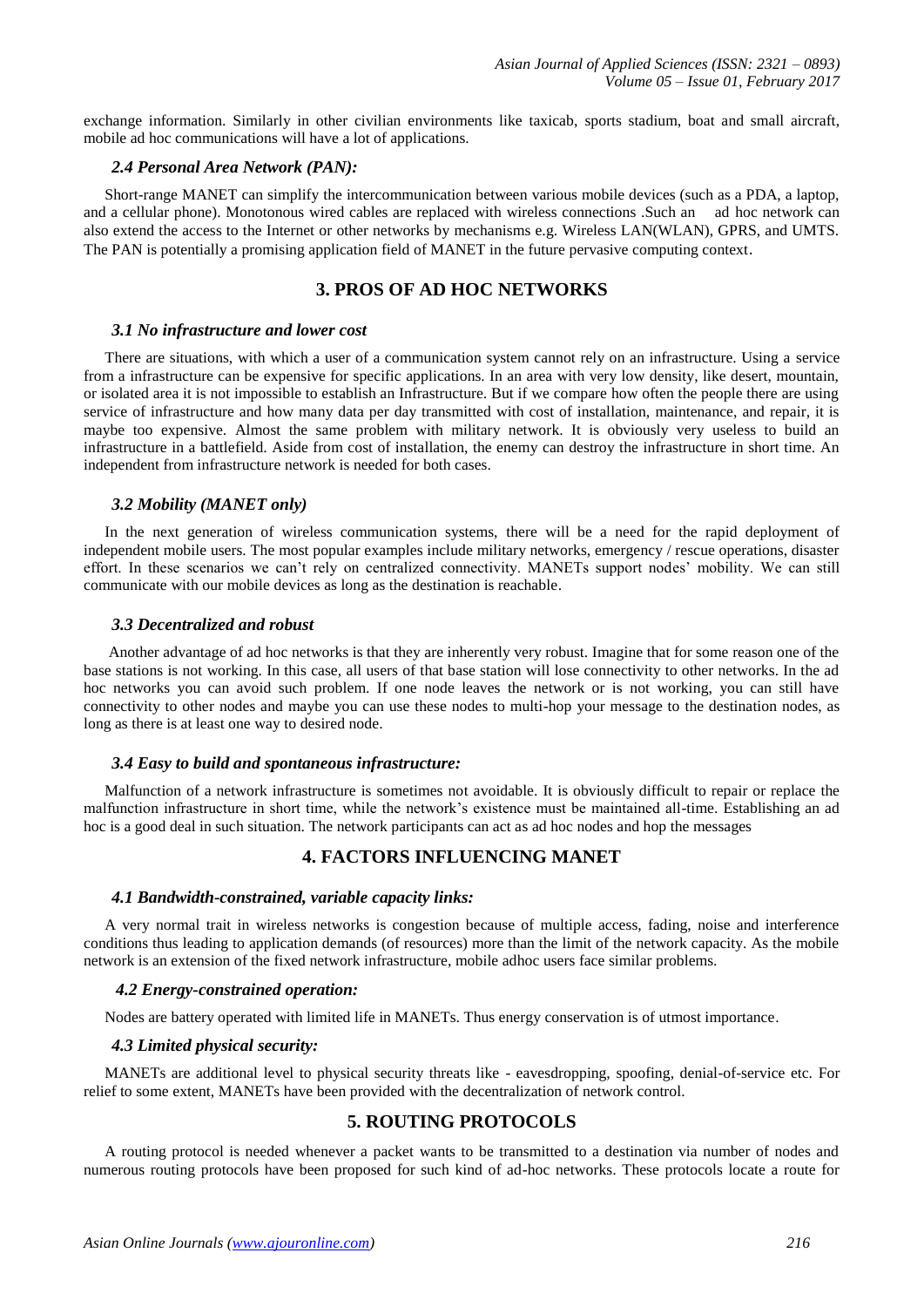exchange information. Similarly in other civilian environments like taxicab, sports stadium, boat and small aircraft, mobile ad hoc communications will have a lot of applications.

### *2.4 Personal Area Network (PAN):*

Short-range MANET can simplify the intercommunication between various mobile devices (such as a PDA, a laptop, and a cellular phone). Monotonous wired cables are replaced with wireless connections .Such an ad hoc network can also extend the access to the Internet or other networks by mechanisms e.g. Wireless LAN(WLAN), GPRS, and UMTS. The PAN is potentially a promising application field of MANET in the future pervasive computing context.

## 3. PROS OF AD HOC NETWORKS

### *3.1 No infrastructure and lower cost*

There are situations, with which a user of a communication system cannot rely on an infrastructure. Using a service from a infrastructure can be expensive for specific applications. In an area with very low density, like desert, mountain, or isolated area it is not impossible to establish an Infrastructure. But if we compare how often the people there are using service of infrastructure and how many data per day transmitted with cost of installation, maintenance, and repair, it is maybe too expensive. Almost the same problem with military network. It is obviously very useless to build an infrastructure in a battlefield. Aside from cost of installation, the enemy can destroy the infrastructure in short time. An independent from infrastructure network is needed for both cases.

### *3.2 Mobility (MANET only)*

In the next generation of wireless communication systems, there will be a need for the rapid deployment of independent mobile users. The most popular examples include military networks, emergency / rescue operations, disaster effort. In these scenarios we can't rely on centralized connectivity. MANETs support nodes' mobility. We can still communicate with our mobile devices as long as the destination is reachable.

### *3.3 Decentralized and robust*

Another advantage of ad hoc networks is that they are inherently very robust. Imagine that for some reason one of the base stations is not working. In this case, all users of that base station will lose connectivity to other networks. In the ad hoc networks you can avoid such problem. If one node leaves the network or is not working, you can still have connectivity to other nodes and maybe you can use these nodes to multi-hop your message to the destination nodes, as long as there is at least one way to desired node.

### *3.4 Easy to build and spontaneous infrastructure:*

Malfunction of a network infrastructure is sometimes not avoidable. It is obviously difficult to repair or replace the malfunction infrastructure in short time, while the network's existence must be maintained all-time. Establishing an ad hoc is a good deal in such situation. The network participants can act as ad hoc nodes and hop the messages

## 4. FACTORS INFLUENCING MANET

### *4.1 Bandwidth-constrained, variable capacity links:*

A very normal trait in wireless networks is congestion because of multiple access, fading, noise and interference conditions thus leading to application demands (of resources) more than the limit of the network capacity. As the mobile network is an extension of the fixed network infrastructure, mobile adhoc users face similar problems.

### *4.2 Energy-constrained operation:*

Nodes are battery operated with limited life in MANETs. Thus energy conservation is of utmost importance.

### *4.3 Limited physical security:*

MANETs are additional level to physical security threats like - eavesdropping, spoofing, denial-of-service etc. For relief to some extent, MANETs have been provided with the decentralization of network control.

## 5. ROUTING PROTOCOLS

A routing protocol is needed whenever a packet wants to be transmitted to a destination via number of nodes and numerous routing protocols have been proposed for such kind of ad-hoc networks. These protocols locate a route for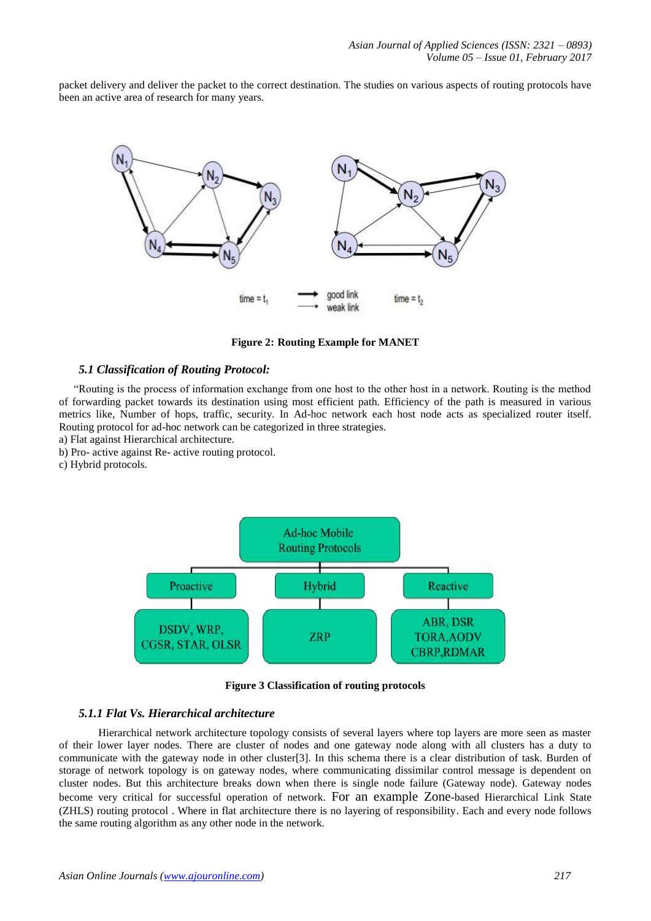packet delivery and deliver the packet to the correct destination. The studies on various aspects of routing protocols have been an active area of research for many years.

**Figure 2: Routing Example for MANET**

### *5.1 Classification of Routing Protocol:*

"Routing is the process of information exchange from one host to the other host in a network. Routing is the method of forwarding packet towards its destination using most efficient path. Efficiency of the path is measured in various metrics like, Number of hops, traffic, security. In Ad-hoc network each host node acts as specialized router itself. Routing protocol for ad-hoc network can be categorized in three strategies.

a) Flat against Hierarchical architecture.
b) Pro- active against Re- active routing protocol.
c) Hybrid protocols.

**Figure 3 Classification of routing protocols**

#### *5.1.1 Flat Vs. Hierarchical architecture*

Hierarchical network architecture topology consists of several layers where top layers are more seen as master of their lower layer nodes. There are cluster of nodes and one gateway node along with all clusters has a duty to communicate with the gateway node in other cluster[3]. In this schema there is a clear distribution of task. Burden of storage of network topology is on gateway nodes, where communicating dissimilar control message is dependent on cluster nodes. But this architecture breaks down when there is single node failure (Gateway node). Gateway nodes become very critical for successful operation of network. For an example Zone-based Hierarchical Link State (ZHLS) routing protocol . Where in flat architecture there is no layering of responsibility. Each and every node follows the same routing algorithm as any other node in the network.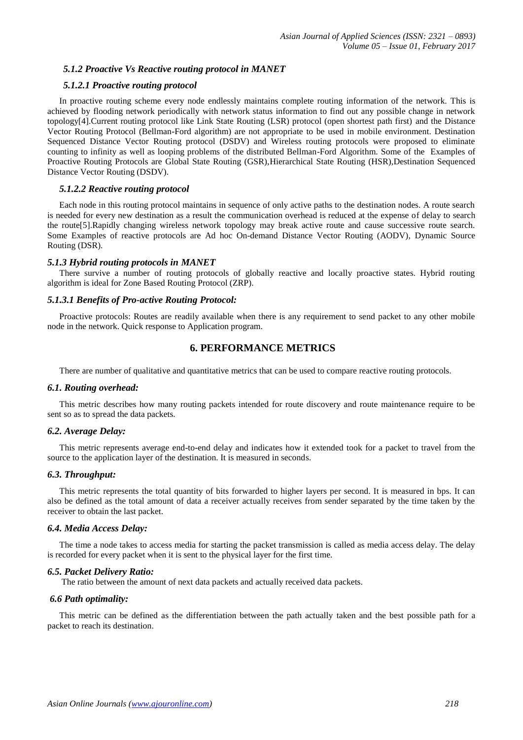#### *5.1.2 Proactive Vs Reactive routing protocol in MANET*

#### *5.1.2.1 Proactive routing protocol*

In proactive routing scheme every node endlessly maintains complete routing information of the network. This is achieved by flooding network periodically with network status information to find out any possible change in network topology[4].Current routing protocol like Link State Routing (LSR) protocol (open shortest path first) and the Distance Vector Routing Protocol (Bellman-Ford algorithm) are not appropriate to be used in mobile environment. Destination Sequenced Distance Vector Routing protocol (DSDV) and Wireless routing protocols were proposed to eliminate counting to infinity as well as looping problems of the distributed Bellman-Ford Algorithm. Some of the Examples of Proactive Routing Protocols are Global State Routing (GSR),Hierarchical State Routing (HSR),Destination Sequenced Distance Vector Routing (DSDV).

#### *5.1.2.2 Reactive routing protocol*

Each node in this routing protocol maintains in sequence of only active paths to the destination nodes. A route search is needed for every new destination as a result the communication overhead is reduced at the expense of delay to search the route[5].Rapidly changing wireless network topology may break active route and cause successive route search. Some Examples of reactive protocols are Ad hoc On-demand Distance Vector Routing (AODV), Dynamic Source Routing (DSR).

### *5.1.3 Hybrid routing protocols in MANET*

There survive a number of routing protocols of globally reactive and locally proactive states. Hybrid routing algorithm is ideal for Zone Based Routing Protocol (ZRP).

#### *5.1.3.1 Benefits of Pro-active Routing Protocol:*

Proactive protocols: Routes are readily available when there is any requirement to send packet to any other mobile node in the network. Quick response to Application program.

## 6. PERFORMANCE METRICS

There are number of qualitative and quantitative metrics that can be used to compare reactive routing protocols.

### *6.1. Routing overhead:*

This metric describes how many routing packets intended for route discovery and route maintenance require to be sent so as to spread the data packets.

### *6.2. Average Delay:*

This metric represents average end-to-end delay and indicates how it extended took for a packet to travel from the source to the application layer of the destination. It is measured in seconds.

### *6.3. Throughput:*

This metric represents the total quantity of bits forwarded to higher layers per second. It is measured in bps. It can also be defined as the total amount of data a receiver actually receives from sender separated by the time taken by the receiver to obtain the last packet.

### *6.4. Media Access Delay:*

The time a node takes to access media for starting the packet transmission is called as media access delay. The delay is recorded for every packet when it is sent to the physical layer for the first time.

### *6.5. Packet Delivery Ratio:*

The ratio between the amount of next data packets and actually received data packets.

### *6.6 Path optimality:*

This metric can be defined as the differentiation between the path actually taken and the best possible path for a packet to reach its destination.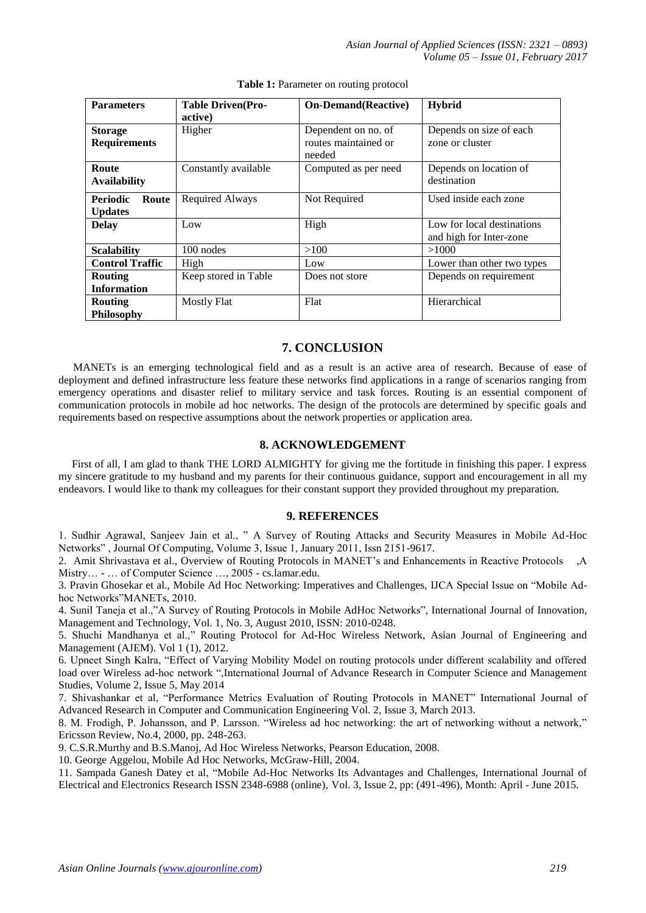**Table 1:** Parameter on routing protocol

| Parameters | Table Driven(Pro-active) | On-Demand(Reactive) | Hybrid |
|---|---|---|---|
| **Storage Requirements** | Higher | Dependent on no. of routes maintained or needed | Depends on size of each zone or cluster |
| **Route Availability** | Constantly available | Computed as per need | Depends on location of destination |
| **Periodic Route Updates** | Required Always | Not Required | Used inside each zone |
| **Delay** | Low | High | Low for local destinations and high for Inter-zone |
| **Scalability** | 100 nodes | >100 | >1000 |
| **Control Traffic** | High | Low | Lower than other two types |
| **Routing Information** | Keep stored in Table | Does not store | Depends on requirement |
| **Routing Philosophy** | Mostly Flat | Flat | Hierarchical |

## 7. CONCLUSION

MANETs is an emerging technological field and as a result is an active area of research. Because of ease of deployment and defined infrastructure less feature these networks find applications in a range of scenarios ranging from emergency operations and disaster relief to military service and task forces. Routing is an essential component of communication protocols in mobile ad hoc networks. The design of the protocols are determined by specific goals and requirements based on respective assumptions about the network properties or application area.

## 8. ACKNOWLEDGEMENT

First of all, I am glad to thank THE LORD ALMIGHTY for giving me the fortitude in finishing this paper. I express my sincere gratitude to my husband and my parents for their continuous guidance, support and encouragement in all my endeavors. I would like to thank my colleagues for their constant support they provided throughout my preparation.

## 9. REFERENCES

1. Sudhir Agrawal, Sanjeev Jain et al., " A Survey of Routing Attacks and Security Measures in Mobile Ad-Hoc Networks" , Journal Of Computing, Volume 3, Issue 1, January 2011, Issn 2151-9617.
2. Amit Shrivastava et al., Overview of Routing Protocols in MANET's and Enhancements in Reactive Protocols ,A Mistry… - … of Computer Science …, 2005 - cs.lamar.edu.
3. Pravin Ghosekar et al., Mobile Ad Hoc Networking: Imperatives and Challenges, IJCA Special Issue on "Mobile Ad-hoc Networks"MANETs, 2010.
4. Sunil Taneja et al.,"A Survey of Routing Protocols in Mobile AdHoc Networks", International Journal of Innovation, Management and Technology, Vol. 1, No. 3, August 2010, ISSN: 2010-0248.
5. Shuchi Mandhanya et al.," Routing Protocol for Ad-Hoc Wireless Network, Asian Journal of Engineering and Management (AJEM). Vol 1 (1), 2012.
6. Upneet Singh Kalra, "Effect of Varying Mobility Model on routing protocols under different scalability and offered load over Wireless ad-hoc network ",International Journal of Advance Research in Computer Science and Management Studies, Volume 2, Issue 5, May 2014
7. Shivashankar et al, "Performance Metrics Evaluation of Routing Protocols in MANET" International Journal of Advanced Research in Computer and Communication Engineering Vol. 2, Issue 3, March 2013.
8. M. Frodigh, P. Johansson, and P. Larsson. "Wireless ad hoc networking: the art of networking without a network," Ericsson Review, No.4, 2000, pp. 248-263.
9. C.S.R.Murthy and B.S.Manoj, Ad Hoc Wireless Networks, Pearson Education, 2008.
10. George Aggelou, Mobile Ad Hoc Networks, McGraw-Hill, 2004.
11. Sampada Ganesh Datey et al, "Mobile Ad-Hoc Networks Its Advantages and Challenges, International Journal of Electrical and Electronics Research ISSN 2348-6988 (online), Vol. 3, Issue 2, pp: (491-496), Month: April - June 2015.